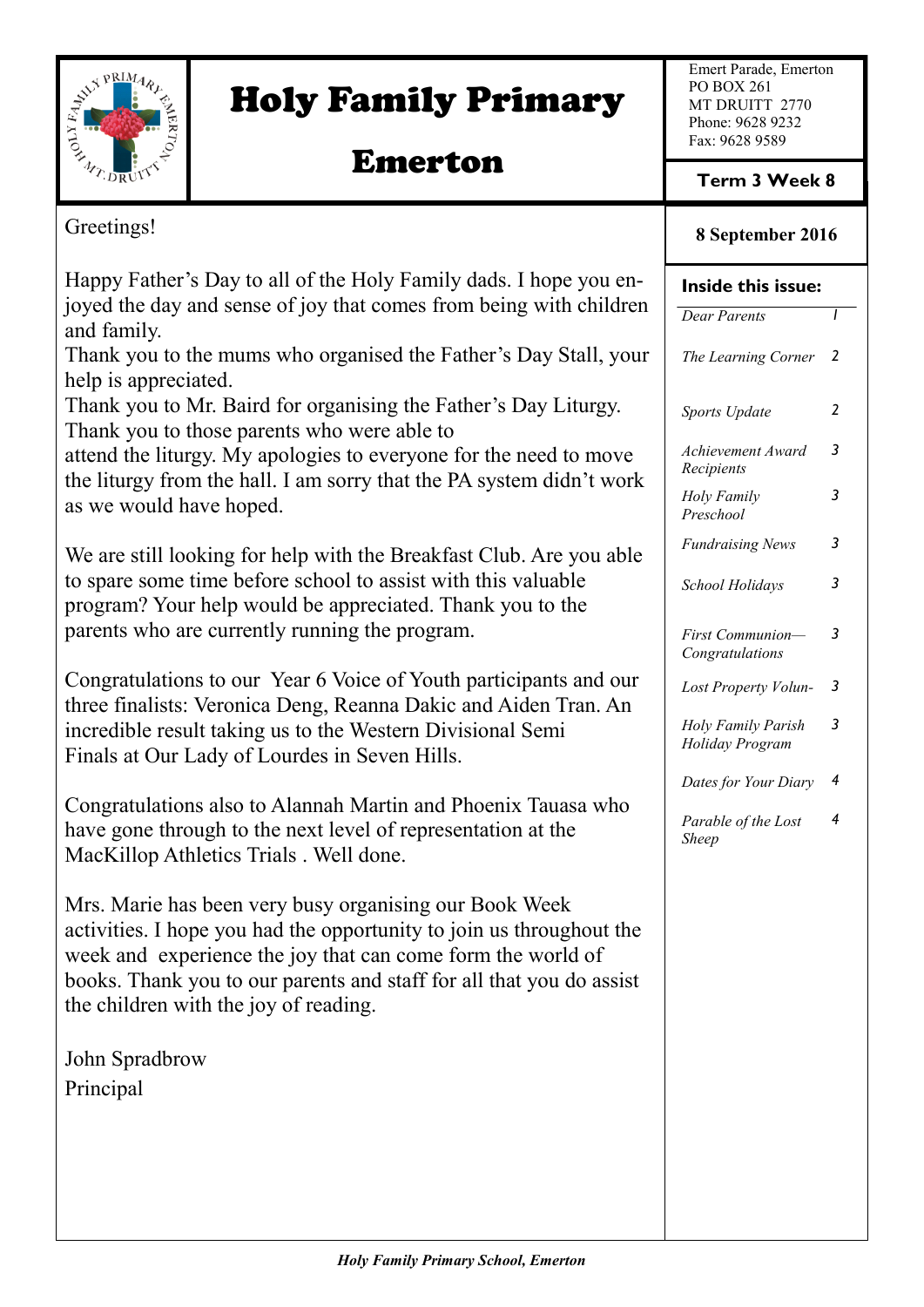# Holy Family Primary Emerton

Emert Parade, Emerton
PO BOX 261
MT DRUITT 2770
Phone: 9628 9232
Fax: 9628 9589

**Term 3 Week 8**

**8 September 2016**

**Inside this issue:**

| | |
|---|---|
| *Dear Parents* | 1 |
| *The Learning Corner* | 2 |
| *Sports Update* | 2 |
| *Achievement Award Recipients* | 3 |
| *Holy Family Preschool* | 3 |
| *Fundraising News* | 3 |
| *School Holidays* | 3 |
| *First Communion—Congratulations* | 3 |
| *Lost Property Volun-* | 3 |
| *Holy Family Parish Holiday Program* | 3 |
| *Dates for Your Diary* | 4 |
| *Parable of the Lost Sheep* | 4 |

Greetings!

Happy Father's Day to all of the Holy Family dads. I hope you enjoyed the day and sense of joy that comes from being with children and family.

Thank you to the mums who organised the Father's Day Stall, your help is appreciated.

Thank you to Mr. Baird for organising the Father's Day Liturgy. Thank you to those parents who were able to attend the liturgy. My apologies to everyone for the need to move the liturgy from the hall. I am sorry that the PA system didn't work as we would have hoped.

We are still looking for help with the Breakfast Club. Are you able to spare some time before school to assist with this valuable program? Your help would be appreciated. Thank you to the parents who are currently running the program.

Congratulations to our Year 6 Voice of Youth participants and our three finalists: Veronica Deng, Reanna Dakic and Aiden Tran. An incredible result taking us to the Western Divisional Semi Finals at Our Lady of Lourdes in Seven Hills.

Congratulations also to Alannah Martin and Phoenix Tauasa who have gone through to the next level of representation at the MacKillop Athletics Trials . Well done.

Mrs. Marie has been very busy organising our Book Week activities. I hope you had the opportunity to join us throughout the week and experience the joy that can come form the world of books. Thank you to our parents and staff for all that you do assist the children with the joy of reading.

John Spradbrow
Principal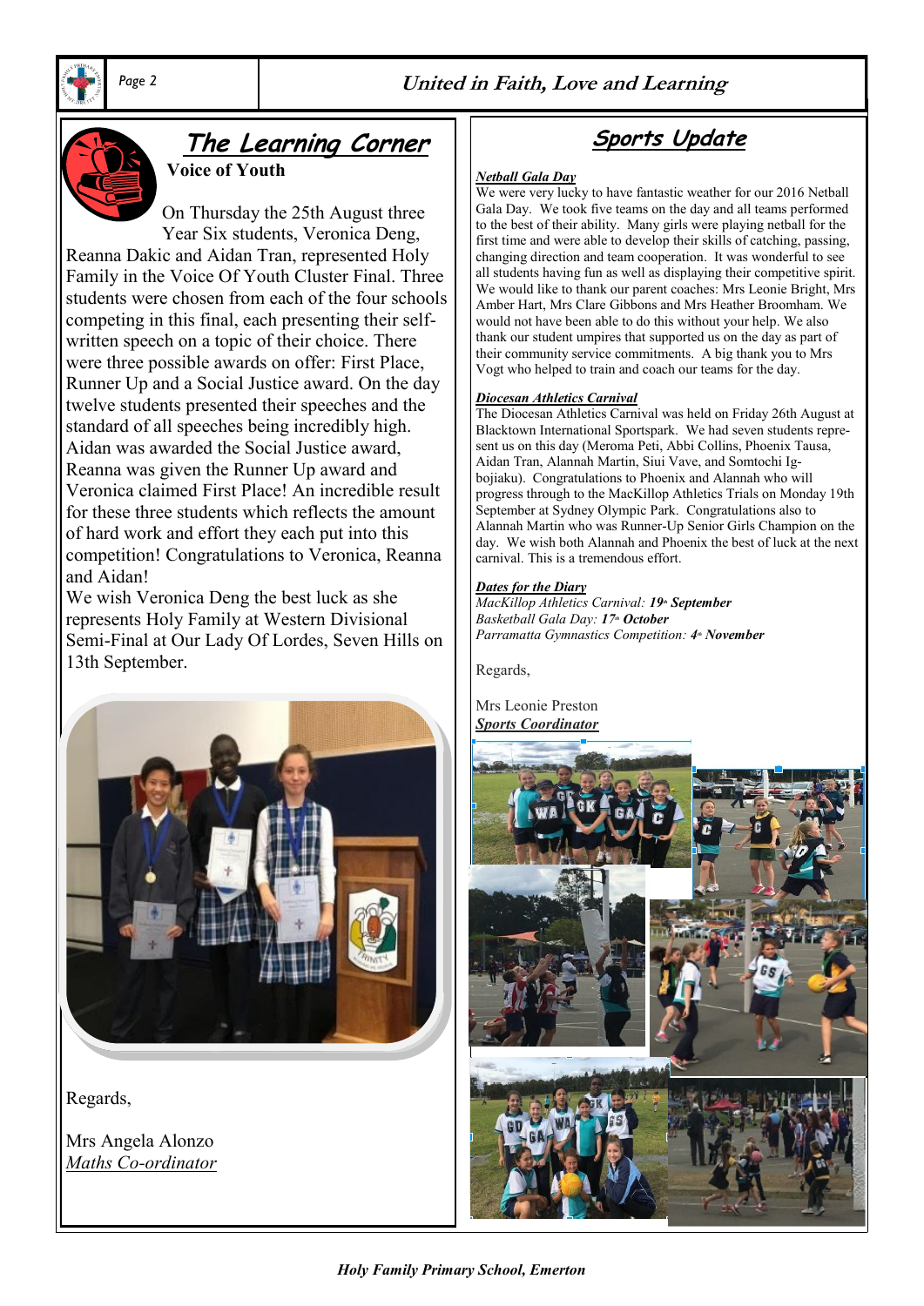## The Learning Corner

### Voice of Youth

On Thursday the 25th August three Year Six students, Veronica Deng, Reanna Dakic and Aidan Tran, represented Holy Family in the Voice Of Youth Cluster Final. Three students were chosen from each of the four schools competing in this final, each presenting their self-written speech on a topic of their choice. There were three possible awards on offer: First Place, Runner Up and a Social Justice award. On the day twelve students presented their speeches and the standard of all speeches being incredibly high. Aidan was awarded the Social Justice award, Reanna was given the Runner Up award and Veronica claimed First Place! An incredible result for these three students which reflects the amount of hard work and effort they each put into this competition! Congratulations to Veronica, Reanna and Aidan!

We wish Veronica Deng the best luck as she represents Holy Family at Western Divisional Semi-Final at Our Lady Of Lordes, Seven Hills on 13th September.

Regards,

Mrs Angela Alonzo
*Maths Co-ordinator*

## Sports Update

***Netball Gala Day***

We were very lucky to have fantastic weather for our 2016 Netball Gala Day. We took five teams on the day and all teams performed to the best of their ability. Many girls were playing netball for the first time and were able to develop their skills of catching, passing, changing direction and team cooperation. It was wonderful to see all students having fun as well as displaying their competitive spirit. We would like to thank our parent coaches: Mrs Leonie Bright, Mrs Amber Hart, Mrs Clare Gibbons and Mrs Heather Broomham. We would not have been able to do this without your help. We also thank our student umpires that supported us on the day as part of their community service commitments. A big thank you to Mrs Vogt who helped to train and coach our teams for the day.

***Diocesan Athletics Carnival***

The Diocesan Athletics Carnival was held on Friday 26th August at Blacktown International Sportspark. We had seven students represent us on this day (Meroma Peti, Abbi Collins, Phoenix Tausa, Aidan Tran, Alannah Martin, Siui Vave, and Somtochi Igbojiaku). Congratulations to Phoenix and Alannah who will progress through to the MacKillop Athletics Trials on Monday 19th September at Sydney Olympic Park. Congratulations also to Alannah Martin who was Runner-Up Senior Girls Champion on the day. We wish both Alannah and Phoenix the best of luck at the next carnival. This is a tremendous effort.

***Dates for the Diary***

*MacKillop Athletics Carnival: **19th September***
*Basketball Gala Day: **17th October***
*Parramatta Gymnastics Competition: **4th November***

Regards,

Mrs Leonie Preston
***Sports Coordinator***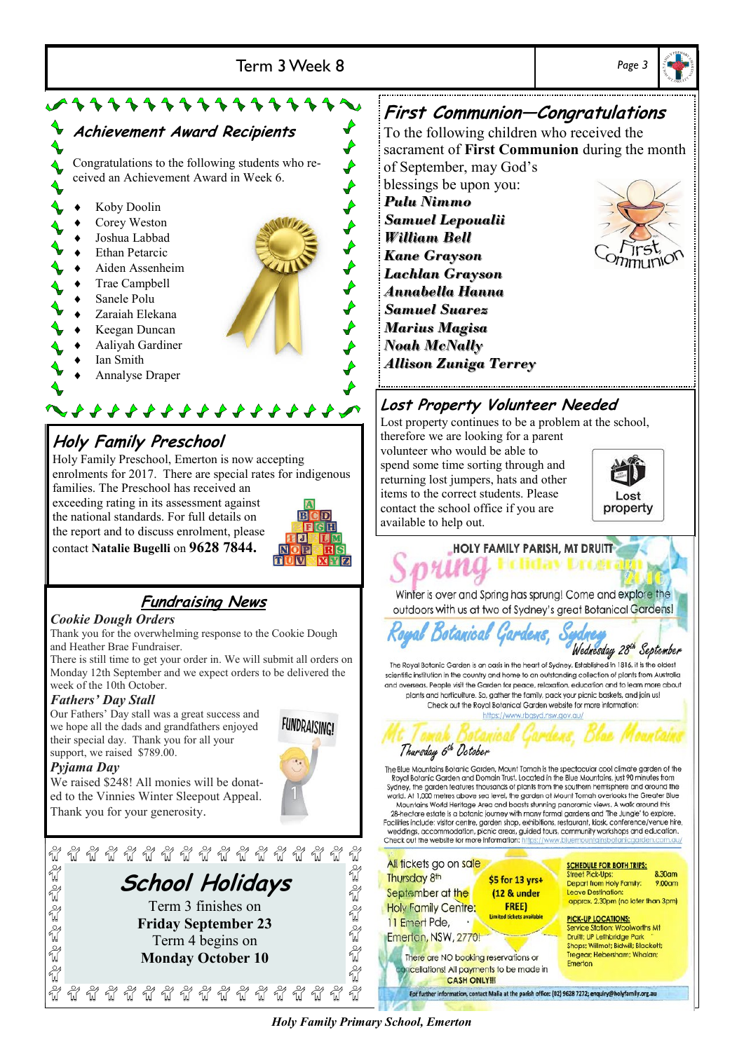## Achievement Award Recipients

Congratulations to the following students who received an Achievement Award in Week 6.

- Koby Doolin
- Corey Weston
- Joshua Labbad
- Ethan Petarcic
- Aiden Assenheim
- Trae Campbell
- Sanele Polu
- Zaraiah Elekana
- Keegan Duncan
- Aaliyah Gardiner
- Ian Smith
- Annalyse Draper

## Holy Family Preschool

Holy Family Preschool, Emerton is now accepting enrolments for 2017. There are special rates for indigenous families. The Preschool has received an exceeding rating in its assessment against the national standards. For full details on the report and to discuss enrolment, please contact **Natalie Bugelli** on **9628 7844.**

## Fundraising News

***Cookie Dough Orders***

Thank you for the overwhelming response to the Cookie Dough and Heather Brae Fundraiser.

There is still time to get your order in. We will submit all orders on Monday 12th September and we expect orders to be delivered the week of the 10th October.

***Fathers' Day Stall***

Our Fathers' Day stall was a great success and we hope all the dads and grandfathers enjoyed their special day. Thank you for all your support, we raised $789.00.

***Pyjama Day***

We raised $248! All monies will be donated to the Vinnies Winter Sleepout Appeal. Thank you for your generosity.

## School Holidays

Term 3 finishes on
**Friday September 23**
Term 4 begins on
**Monday October 10**

## First Communion—Congratulations

To the following children who received the sacrament of **First Communion** during the month of September, may God's blessings be upon you:

***Pulu Nimmo***
***Samuel Lepoualii***
***William Bell***
***Kane Grayson***
***Lachlan Grayson***
***Annabella Hanna***
***Samuel Suarez***
***Marius Magisa***
***Noah McNally***
***Allison Zuniga Terrey***

## Lost Property Volunteer Needed

Lost property continues to be a problem at the school, therefore we are looking for a parent volunteer who would be able to spend some time sorting through and returning lost jumpers, hats and other items to the correct students. Please contact the school office if you are available to help out.

## HOLY FAMILY PARISH, MT DRUITT

### Spring Holiday Program 2016

Winter is over and Spring has sprung! Come and explore the outdoors with us at two of Sydney's great Botanical Gardens!

### Royal Botanical Gardens, Sydney
*Wednesday 28th September*

The Royal Botanic Garden is an oasis in the heart of Sydney. Established in 1816, it is the oldest scientific institution in the country and home to an outstanding collection of plants from Australia and overseas. People visit the Garden for peace, relaxation, education and to learn more about plants and horticulture. So, gather the family, pack your picnic baskets, and join us!
Check out the Royal Botanical Garden website for more information:
https://www.rbgsyd.nsw.gov.au/

### Mt Tomah Botanical Gardens, Blue Mountains
*Thursday 6th October*

The Blue Mountains Botanic Garden, Mount Tomah is the spectacular cool climate garden of the Royal Botanic Garden and Domain Trust. Located in the Blue Mountains, just 90 minutes from Sydney, the garden features thousands of plants from the southern hemisphere and around the world. At 1,000 metres above sea level, the garden at Mount Tomah overlooks the Greater Blue Mountains World Heritage Area and boasts stunning panoramic views. A walk around this 28-hectare estate is a botanic journey with many formal gardens and 'The Jungle' to explore. Facilities include: visitor centre, garden shop, exhibitions, restaurant, kiosk, conference/venue hire, weddings, accommodation, picnic areas, guided tours, community workshops and education.
Check out the website for more information: https://www.bluemountainsbotanicgarden.com.au/

All tickets go on sale Thursday 8th September at the Holy Family Centre: 11 Emert Pde, Emerton, NSW, 2770!

**$5 for 13 yrs+**
**(12 & under FREE)**
Limited tickets available

There are NO booking reservations or cancellations! All payments to be made in **CASH ONLY!!!**

**SCHEDULE FOR BOTH TRIPS:**
Street Pick-Ups: 8.30am
Depart from Holy Family: 9.00am
Leave Destination: approx. 2.30pm (no later than 3pm)

**PICK-UP LOCATIONS:**
Service Station: Woolworths Mt Druitt; UP Lethbridge Park
Shops: Willmot; Bidwill; Blackett; Tregear; Hebersham; Whalan; Emerton

For further information, contact Malia at the parish office: (02) 9628 7272; enquiry@holyfamily.org.au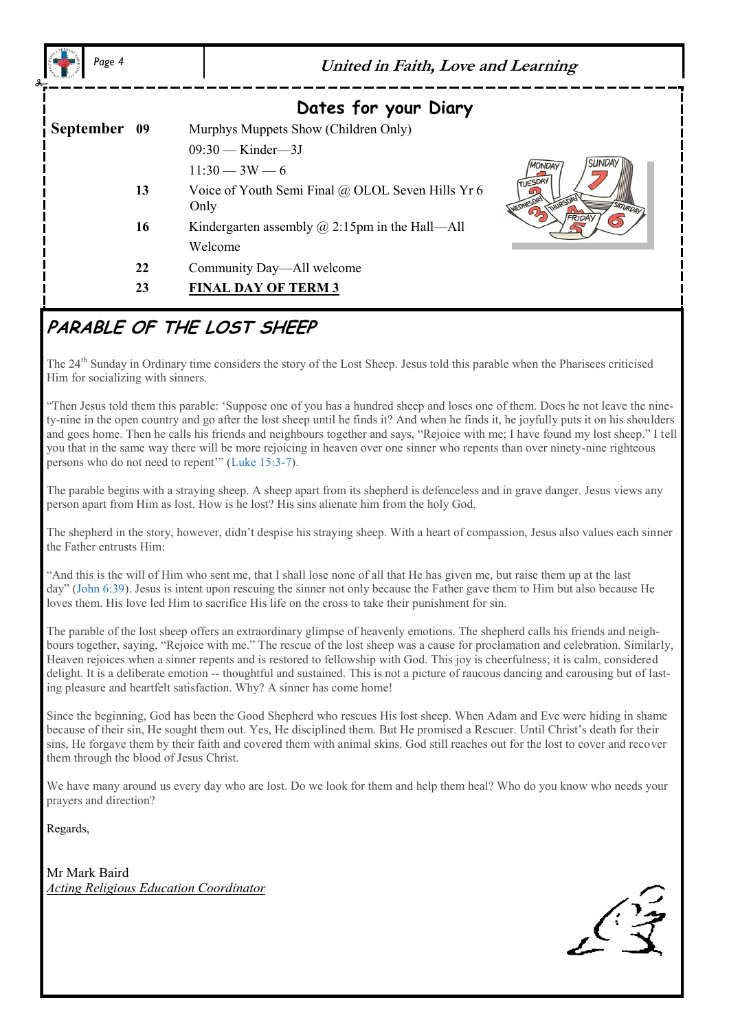## Dates for your Diary

| | | |
|---|---|---|
| **September** | **09** | Murphys Muppets Show (Children Only) |
| | | 09:30 — Kinder—3J |
| | | 11:30 — 3W — 6 |
| | **13** | Voice of Youth Semi Final @ OLOL Seven Hills Yr 6 Only |
| | **16** | Kindergarten assembly @ 2:15pm in the Hall—All Welcome |
| | **22** | Community Day—All welcome |
| | **23** | **FINAL DAY OF TERM 3** |

## PARABLE OF THE LOST SHEEP

The 24th Sunday in Ordinary time considers the story of the Lost Sheep. Jesus told this parable when the Pharisees criticised Him for socializing with sinners.

"Then Jesus told them this parable: 'Suppose one of you has a hundred sheep and loses one of them. Does he not leave the ninety-nine in the open country and go after the lost sheep until he finds it? And when he finds it, he joyfully puts it on his shoulders and goes home. Then he calls his friends and neighbours together and says, "Rejoice with me; I have found my lost sheep." I tell you that in the same way there will be more rejoicing in heaven over one sinner who repents than over ninety-nine righteous persons who do not need to repent'" (Luke 15:3-7).

The parable begins with a straying sheep. A sheep apart from its shepherd is defenceless and in grave danger. Jesus views any person apart from Him as lost. How is he lost? His sins alienate him from the holy God.

The shepherd in the story, however, didn't despise his straying sheep. With a heart of compassion, Jesus also values each sinner the Father entrusts Him:

"And this is the will of Him who sent me, that I shall lose none of all that He has given me, but raise them up at the last day" (John 6:39). Jesus is intent upon rescuing the sinner not only because the Father gave them to Him but also because He loves them. His love led Him to sacrifice His life on the cross to take their punishment for sin.

The parable of the lost sheep offers an extraordinary glimpse of heavenly emotions. The shepherd calls his friends and neighbours together, saying, "Rejoice with me." The rescue of the lost sheep was a cause for proclamation and celebration. Similarly, Heaven rejoices when a sinner repents and is restored to fellowship with God. This joy is cheerfulness; it is calm, considered delight. It is a deliberate emotion -- thoughtful and sustained. This is not a picture of raucous dancing and carousing but of lasting pleasure and heartfelt satisfaction. Why? A sinner has come home!

Since the beginning, God has been the Good Shepherd who rescues His lost sheep. When Adam and Eve were hiding in shame because of their sin, He sought them out. Yes, He disciplined them. But He promised a Rescuer. Until Christ's death for their sins, He forgave them by their faith and covered them with animal skins. God still reaches out for the lost to cover and recover them through the blood of Jesus Christ.

We have many around us every day who are lost. Do we look for them and help them heal? Who do you know who needs your prayers and direction?

Regards,

Mr Mark Baird
*Acting Religious Education Coordinator*